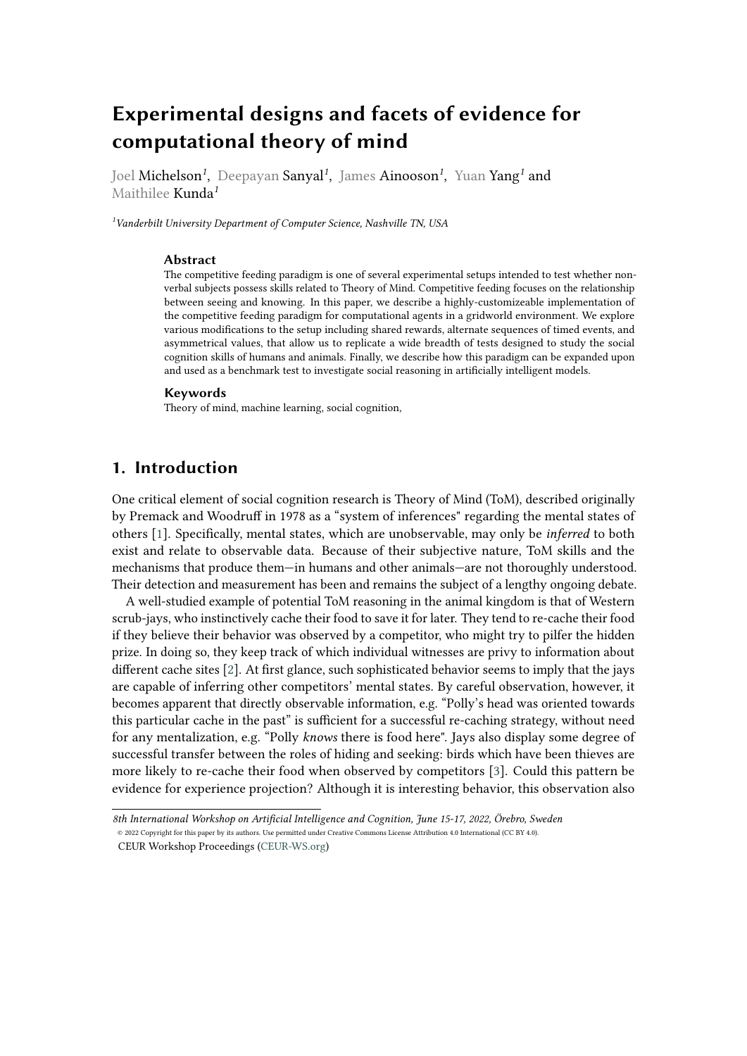# Experimental designs and facets of evidence for computational theory of mind

Joel Michelson[1], Deepayan Sanyal[1], James Ainooson[1], Yuan Yang[1] and Maithilee Kunda[1]

[1] *Vanderbilt University Department of Computer Science, Nashville TN, USA*

### Abstract

The competitive feeding paradigm is one of several experimental setups intended to test whether non-verbal subjects possess skills related to Theory of Mind. Competitive feeding focuses on the relationship between seeing and knowing. In this paper, we describe a highly-customizeable implementation of the competitive feeding paradigm for computational agents in a gridworld environment. We explore various modifications to the setup including shared rewards, alternate sequences of timed events, and asymmetrical values, that allow us to replicate a wide breadth of tests designed to study the social cognition skills of humans and animals. Finally, we describe how this paradigm can be expanded upon and used as a benchmark test to investigate social reasoning in artificially intelligent models.

### Keywords

Theory of mind, machine learning, social cognition,

## 1. Introduction

One critical element of social cognition research is Theory of Mind (ToM), described originally by Premack and Woodruff in 1978 as a "system of inferences" regarding the mental states of others [1]. Specifically, mental states, which are unobservable, may only be *inferred* to both exist and relate to observable data. Because of their subjective nature, ToM skills and the mechanisms that produce them—in humans and other animals—are not thoroughly understood. Their detection and measurement has been and remains the subject of a lengthy ongoing debate.

A well-studied example of potential ToM reasoning in the animal kingdom is that of Western scrub-jays, who instinctively cache their food to save it for later. They tend to re-cache their food if they believe their behavior was observed by a competitor, who might try to pilfer the hidden prize. In doing so, they keep track of which individual witnesses are privy to information about different cache sites [2]. At first glance, such sophisticated behavior seems to imply that the jays are capable of inferring other competitors' mental states. By careful observation, however, it becomes apparent that directly observable information, e.g. "Polly's head was oriented towards this particular cache in the past" is sufficient for a successful re-caching strategy, without need for any mentalization, e.g. "Polly *knows* there is food here". Jays also display some degree of successful transfer between the roles of hiding and seeking: birds which have been thieves are more likely to re-cache their food when observed by competitors [3]. Could this pattern be evidence for experience projection? Although it is interesting behavior, this observation also

*8th International Workshop on Artificial Intelligence and Cognition, June 15-17, 2022, Örebro, Sweden*

© 2022 Copyright for this paper by its authors. Use permitted under Creative Commons License Attribution 4.0 International (CC BY 4.0).

CEUR Workshop Proceedings (CEUR-WS.org)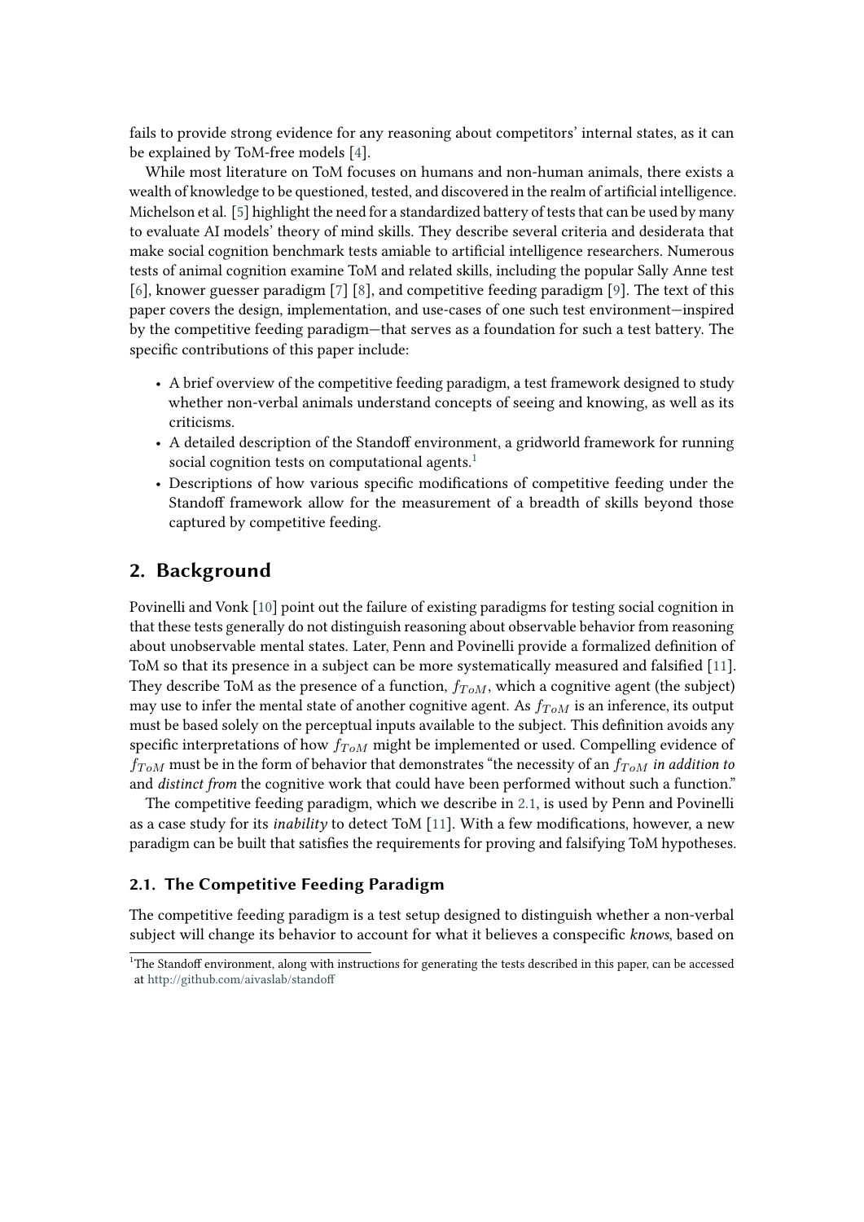fails to provide strong evidence for any reasoning about competitors' internal states, as it can be explained by ToM-free models [4].

While most literature on ToM focuses on humans and non-human animals, there exists a wealth of knowledge to be questioned, tested, and discovered in the realm of artificial intelligence. Michelson et al. [5] highlight the need for a standardized battery of tests that can be used by many to evaluate AI models' theory of mind skills. They describe several criteria and desiderata that make social cognition benchmark tests amiable to artificial intelligence researchers. Numerous tests of animal cognition examine ToM and related skills, including the popular Sally Anne test [6], knower guesser paradigm [7] [8], and competitive feeding paradigm [9]. The text of this paper covers the design, implementation, and use-cases of one such test environment—inspired by the competitive feeding paradigm—that serves as a foundation for such a test battery. The specific contributions of this paper include:

- A brief overview of the competitive feeding paradigm, a test framework designed to study whether non-verbal animals understand concepts of seeing and knowing, as well as its criticisms.
- A detailed description of the Standoff environment, a gridworld framework for running social cognition tests on computational agents.[1]
- Descriptions of how various specific modifications of competitive feeding under the Standoff framework allow for the measurement of a breadth of skills beyond those captured by competitive feeding.

## 2. Background

Povinelli and Vonk [10] point out the failure of existing paradigms for testing social cognition in that these tests generally do not distinguish reasoning about observable behavior from reasoning about unobservable mental states. Later, Penn and Povinelli provide a formalized definition of ToM so that its presence in a subject can be more systematically measured and falsified [11]. They describe ToM as the presence of a function, $f_{ToM}$, which a cognitive agent (the subject) may use to infer the mental state of another cognitive agent. As $f_{ToM}$ is an inference, its output must be based solely on the perceptual inputs available to the subject. This definition avoids any specific interpretations of how $f_{ToM}$ might be implemented or used. Compelling evidence of $f_{ToM}$ must be in the form of behavior that demonstrates "the necessity of an $f_{ToM}$ *in addition to* and *distinct from* the cognitive work that could have been performed without such a function."

The competitive feeding paradigm, which we describe in 2.1, is used by Penn and Povinelli as a case study for its *inability* to detect ToM [11]. With a few modifications, however, a new paradigm can be built that satisfies the requirements for proving and falsifying ToM hypotheses.

### 2.1. The Competitive Feeding Paradigm

The competitive feeding paradigm is a test setup designed to distinguish whether a non-verbal subject will change its behavior to account for what it believes a conspecific *knows*, based on

[1] The Standoff environment, along with instructions for generating the tests described in this paper, can be accessed at http://github.com/aivaslab/standoff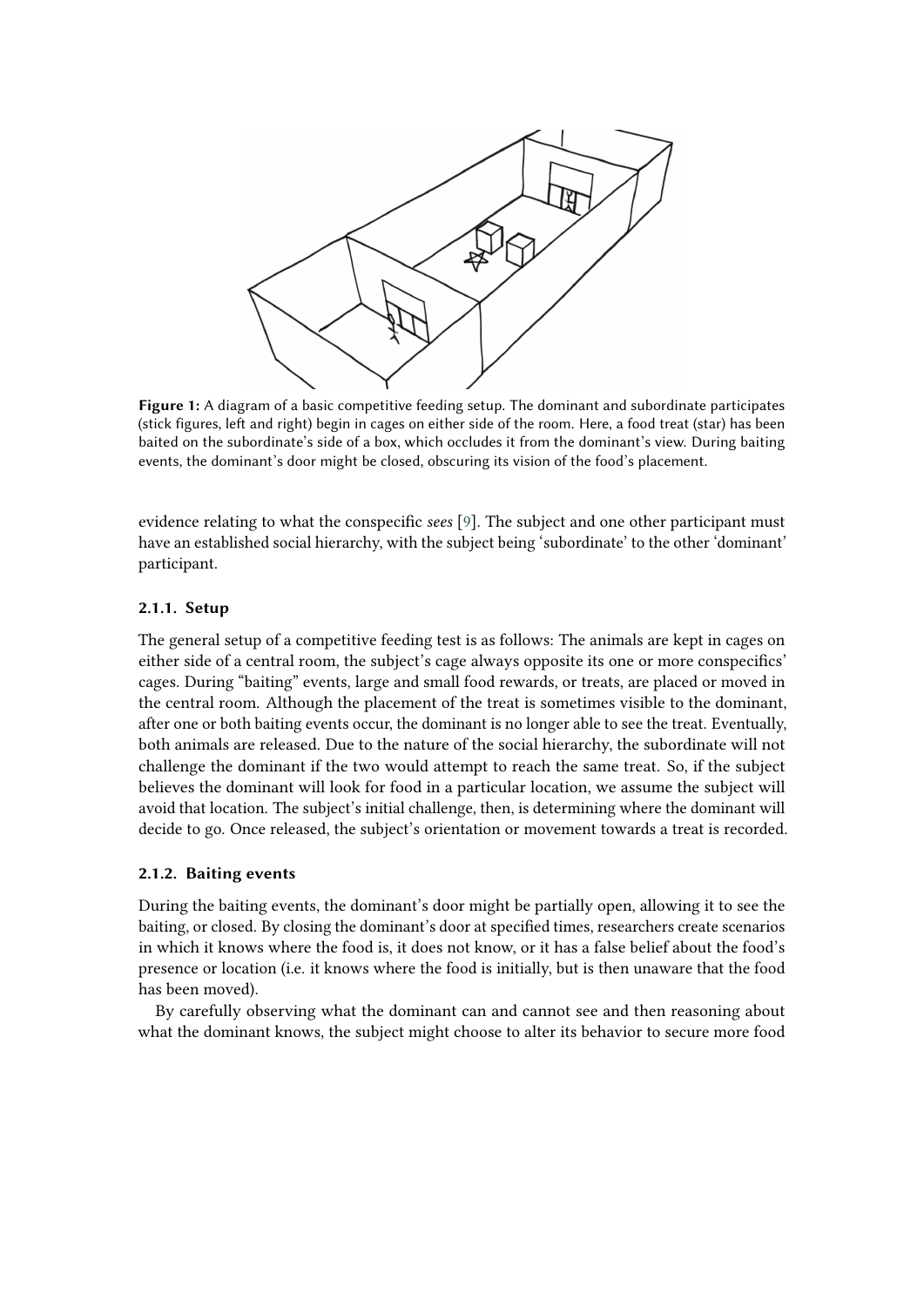**Figure 1:** A diagram of a basic competitive feeding setup. The dominant and subordinate participates (stick figures, left and right) begin in cages on either side of the room. Here, a food treat (star) has been baited on the subordinate's side of a box, which occludes it from the dominant's view. During baiting events, the dominant's door might be closed, obscuring its vision of the food's placement.

evidence relating to what the conspecific *sees* [9]. The subject and one other participant must have an established social hierarchy, with the subject being 'subordinate' to the other 'dominant' participant.

### 2.1.1. Setup

The general setup of a competitive feeding test is as follows: The animals are kept in cages on either side of a central room, the subject's cage always opposite its one or more conspecifics' cages. During "baiting" events, large and small food rewards, or treats, are placed or moved in the central room. Although the placement of the treat is sometimes visible to the dominant, after one or both baiting events occur, the dominant is no longer able to see the treat. Eventually, both animals are released. Due to the nature of the social hierarchy, the subordinate will not challenge the dominant if the two would attempt to reach the same treat. So, if the subject believes the dominant will look for food in a particular location, we assume the subject will avoid that location. The subject's initial challenge, then, is determining where the dominant will decide to go. Once released, the subject's orientation or movement towards a treat is recorded.

### 2.1.2. Baiting events

During the baiting events, the dominant's door might be partially open, allowing it to see the baiting, or closed. By closing the dominant's door at specified times, researchers create scenarios in which it knows where the food is, it does not know, or it has a false belief about the food's presence or location (i.e. it knows where the food is initially, but is then unaware that the food has been moved).

By carefully observing what the dominant can and cannot see and then reasoning about what the dominant knows, the subject might choose to alter its behavior to secure more food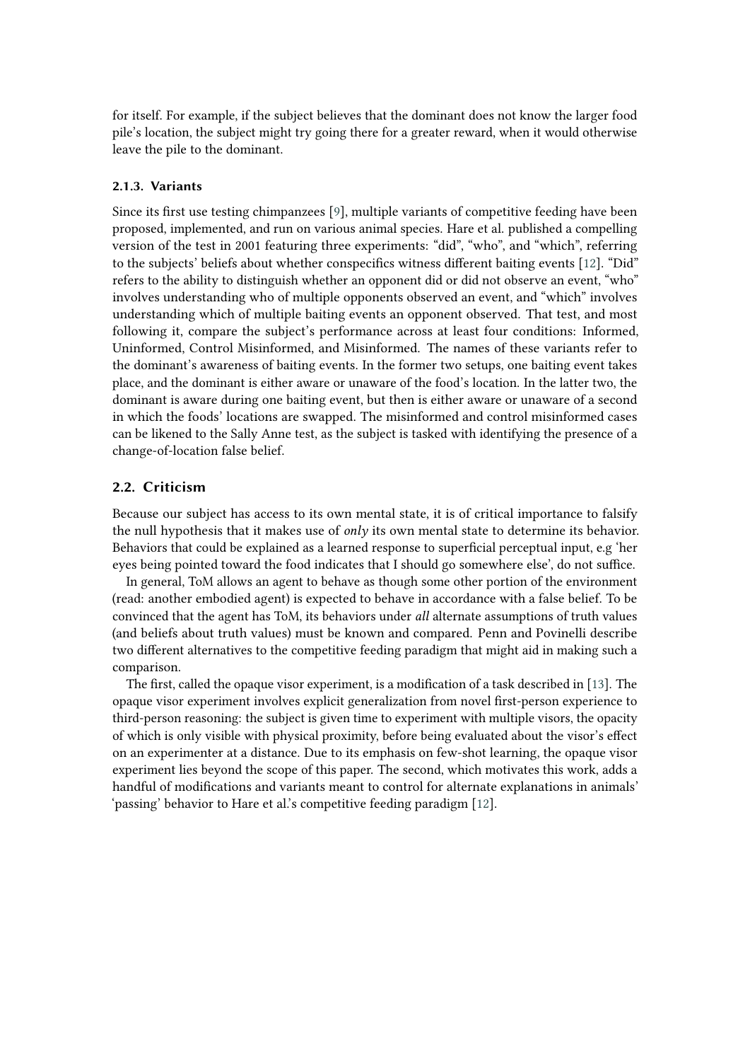for itself. For example, if the subject believes that the dominant does not know the larger food pile's location, the subject might try going there for a greater reward, when it would otherwise leave the pile to the dominant.

#### 2.1.3. Variants

Since its first use testing chimpanzees [9], multiple variants of competitive feeding have been proposed, implemented, and run on various animal species. Hare et al. published a compelling version of the test in 2001 featuring three experiments: "did", "who", and "which", referring to the subjects' beliefs about whether conspecifics witness different baiting events [12]. "Did" refers to the ability to distinguish whether an opponent did or did not observe an event, "who" involves understanding who of multiple opponents observed an event, and "which" involves understanding which of multiple baiting events an opponent observed. That test, and most following it, compare the subject's performance across at least four conditions: Informed, Uninformed, Control Misinformed, and Misinformed. The names of these variants refer to the dominant's awareness of baiting events. In the former two setups, one baiting event takes place, and the dominant is either aware or unaware of the food's location. In the latter two, the dominant is aware during one baiting event, but then is either aware or unaware of a second in which the foods' locations are swapped. The misinformed and control misinformed cases can be likened to the Sally Anne test, as the subject is tasked with identifying the presence of a change-of-location false belief.

### 2.2. Criticism

Because our subject has access to its own mental state, it is of critical importance to falsify the null hypothesis that it makes use of *only* its own mental state to determine its behavior. Behaviors that could be explained as a learned response to superficial perceptual input, e.g 'her eyes being pointed toward the food indicates that I should go somewhere else', do not suffice.

In general, ToM allows an agent to behave as though some other portion of the environment (read: another embodied agent) is expected to behave in accordance with a false belief. To be convinced that the agent has ToM, its behaviors under *all* alternate assumptions of truth values (and beliefs about truth values) must be known and compared. Penn and Povinelli describe two different alternatives to the competitive feeding paradigm that might aid in making such a comparison.

The first, called the opaque visor experiment, is a modification of a task described in [13]. The opaque visor experiment involves explicit generalization from novel first-person experience to third-person reasoning: the subject is given time to experiment with multiple visors, the opacity of which is only visible with physical proximity, before being evaluated about the visor's effect on an experimenter at a distance. Due to its emphasis on few-shot learning, the opaque visor experiment lies beyond the scope of this paper. The second, which motivates this work, adds a handful of modifications and variants meant to control for alternate explanations in animals' 'passing' behavior to Hare et al.'s competitive feeding paradigm [12].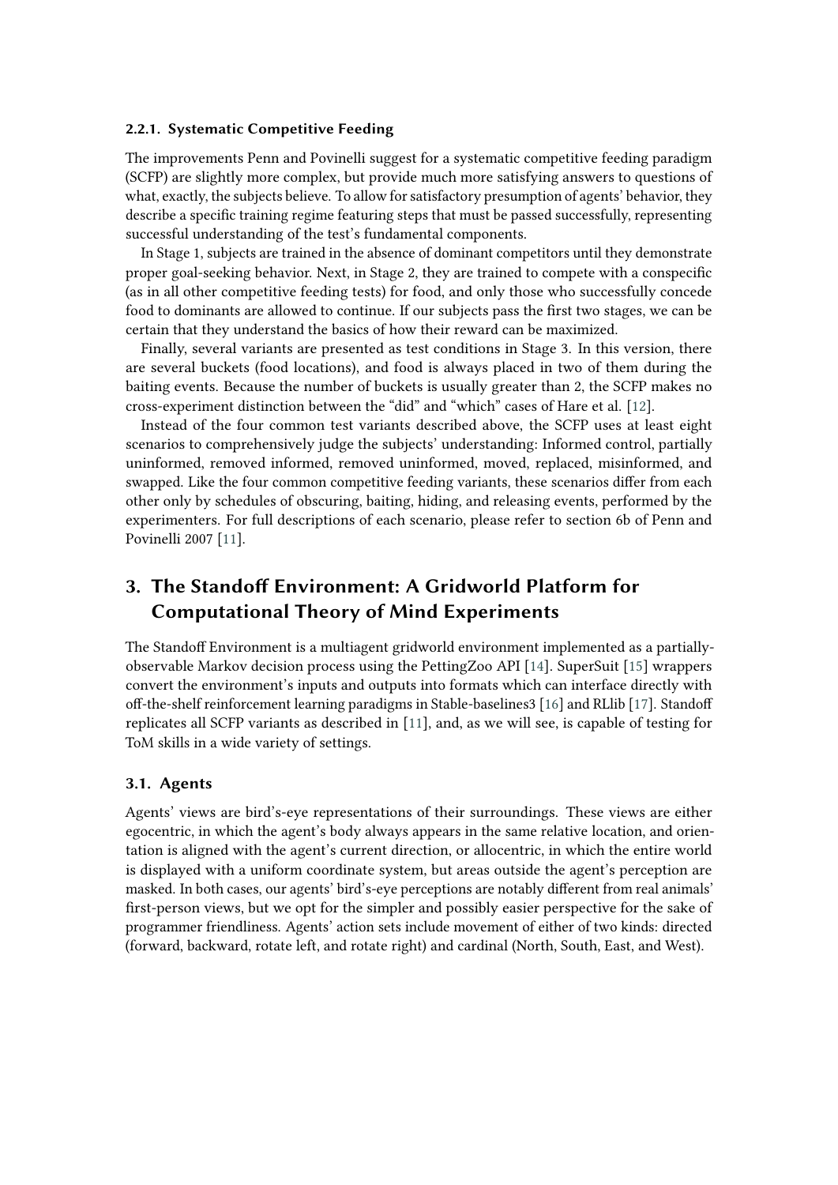#### 2.2.1. Systematic Competitive Feeding

The improvements Penn and Povinelli suggest for a systematic competitive feeding paradigm (SCFP) are slightly more complex, but provide much more satisfying answers to questions of what, exactly, the subjects believe. To allow for satisfactory presumption of agents' behavior, they describe a specific training regime featuring steps that must be passed successfully, representing successful understanding of the test's fundamental components.

In Stage 1, subjects are trained in the absence of dominant competitors until they demonstrate proper goal-seeking behavior. Next, in Stage 2, they are trained to compete with a conspecific (as in all other competitive feeding tests) for food, and only those who successfully concede food to dominants are allowed to continue. If our subjects pass the first two stages, we can be certain that they understand the basics of how their reward can be maximized.

Finally, several variants are presented as test conditions in Stage 3. In this version, there are several buckets (food locations), and food is always placed in two of them during the baiting events. Because the number of buckets is usually greater than 2, the SCFP makes no cross-experiment distinction between the "did" and "which" cases of Hare et al. [12].

Instead of the four common test variants described above, the SCFP uses at least eight scenarios to comprehensively judge the subjects' understanding: Informed control, partially uninformed, removed informed, removed uninformed, moved, replaced, misinformed, and swapped. Like the four common competitive feeding variants, these scenarios differ from each other only by schedules of obscuring, baiting, hiding, and releasing events, performed by the experimenters. For full descriptions of each scenario, please refer to section 6b of Penn and Povinelli 2007 [11].

## 3. The Standoff Environment: A Gridworld Platform for Computational Theory of Mind Experiments

The Standoff Environment is a multiagent gridworld environment implemented as a partially-observable Markov decision process using the PettingZoo API [14]. SuperSuit [15] wrappers convert the environment's inputs and outputs into formats which can interface directly with off-the-shelf reinforcement learning paradigms in Stable-baselines3 [16] and RLlib [17]. Standoff replicates all SCFP variants as described in [11], and, as we will see, is capable of testing for ToM skills in a wide variety of settings.

### 3.1. Agents

Agents' views are bird's-eye representations of their surroundings. These views are either egocentric, in which the agent's body always appears in the same relative location, and orientation is aligned with the agent's current direction, or allocentric, in which the entire world is displayed with a uniform coordinate system, but areas outside the agent's perception are masked. In both cases, our agents' bird's-eye perceptions are notably different from real animals' first-person views, but we opt for the simpler and possibly easier perspective for the sake of programmer friendliness. Agents' action sets include movement of either of two kinds: directed (forward, backward, rotate left, and rotate right) and cardinal (North, South, East, and West).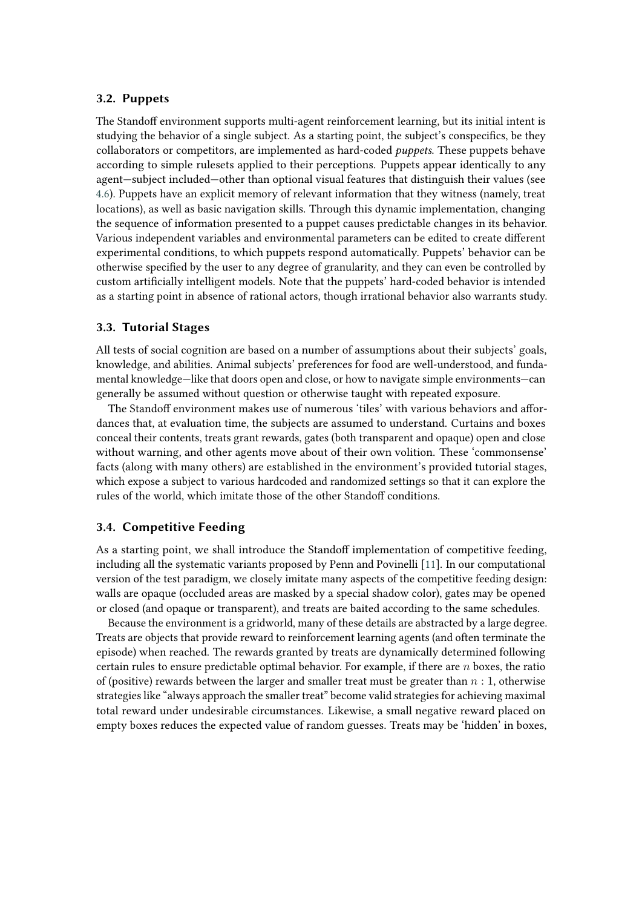### 3.2. Puppets

The Standoff environment supports multi-agent reinforcement learning, but its initial intent is studying the behavior of a single subject. As a starting point, the subject's conspecifics, be they collaborators or competitors, are implemented as hard-coded *puppets*. These puppets behave according to simple rulesets applied to their perceptions. Puppets appear identically to any agent—subject included—other than optional visual features that distinguish their values (see 4.6). Puppets have an explicit memory of relevant information that they witness (namely, treat locations), as well as basic navigation skills. Through this dynamic implementation, changing the sequence of information presented to a puppet causes predictable changes in its behavior. Various independent variables and environmental parameters can be edited to create different experimental conditions, to which puppets respond automatically. Puppets' behavior can be otherwise specified by the user to any degree of granularity, and they can even be controlled by custom artificially intelligent models. Note that the puppets' hard-coded behavior is intended as a starting point in absence of rational actors, though irrational behavior also warrants study.

### 3.3. Tutorial Stages

All tests of social cognition are based on a number of assumptions about their subjects' goals, knowledge, and abilities. Animal subjects' preferences for food are well-understood, and fundamental knowledge—like that doors open and close, or how to navigate simple environments—can generally be assumed without question or otherwise taught with repeated exposure.

The Standoff environment makes use of numerous 'tiles' with various behaviors and affordances that, at evaluation time, the subjects are assumed to understand. Curtains and boxes conceal their contents, treats grant rewards, gates (both transparent and opaque) open and close without warning, and other agents move about of their own volition. These 'commonsense' facts (along with many others) are established in the environment's provided tutorial stages, which expose a subject to various hardcoded and randomized settings so that it can explore the rules of the world, which imitate those of the other Standoff conditions.

### 3.4. Competitive Feeding

As a starting point, we shall introduce the Standoff implementation of competitive feeding, including all the systematic variants proposed by Penn and Povinelli [11]. In our computational version of the test paradigm, we closely imitate many aspects of the competitive feeding design: walls are opaque (occluded areas are masked by a special shadow color), gates may be opened or closed (and opaque or transparent), and treats are baited according to the same schedules.

Because the environment is a gridworld, many of these details are abstracted by a large degree. Treats are objects that provide reward to reinforcement learning agents (and often terminate the episode) when reached. The rewards granted by treats are dynamically determined following certain rules to ensure predictable optimal behavior. For example, if there are $n$ boxes, the ratio of (positive) rewards between the larger and smaller treat must be greater than $n : 1$, otherwise strategies like "always approach the smaller treat" become valid strategies for achieving maximal total reward under undesirable circumstances. Likewise, a small negative reward placed on empty boxes reduces the expected value of random guesses. Treats may be 'hidden' in boxes,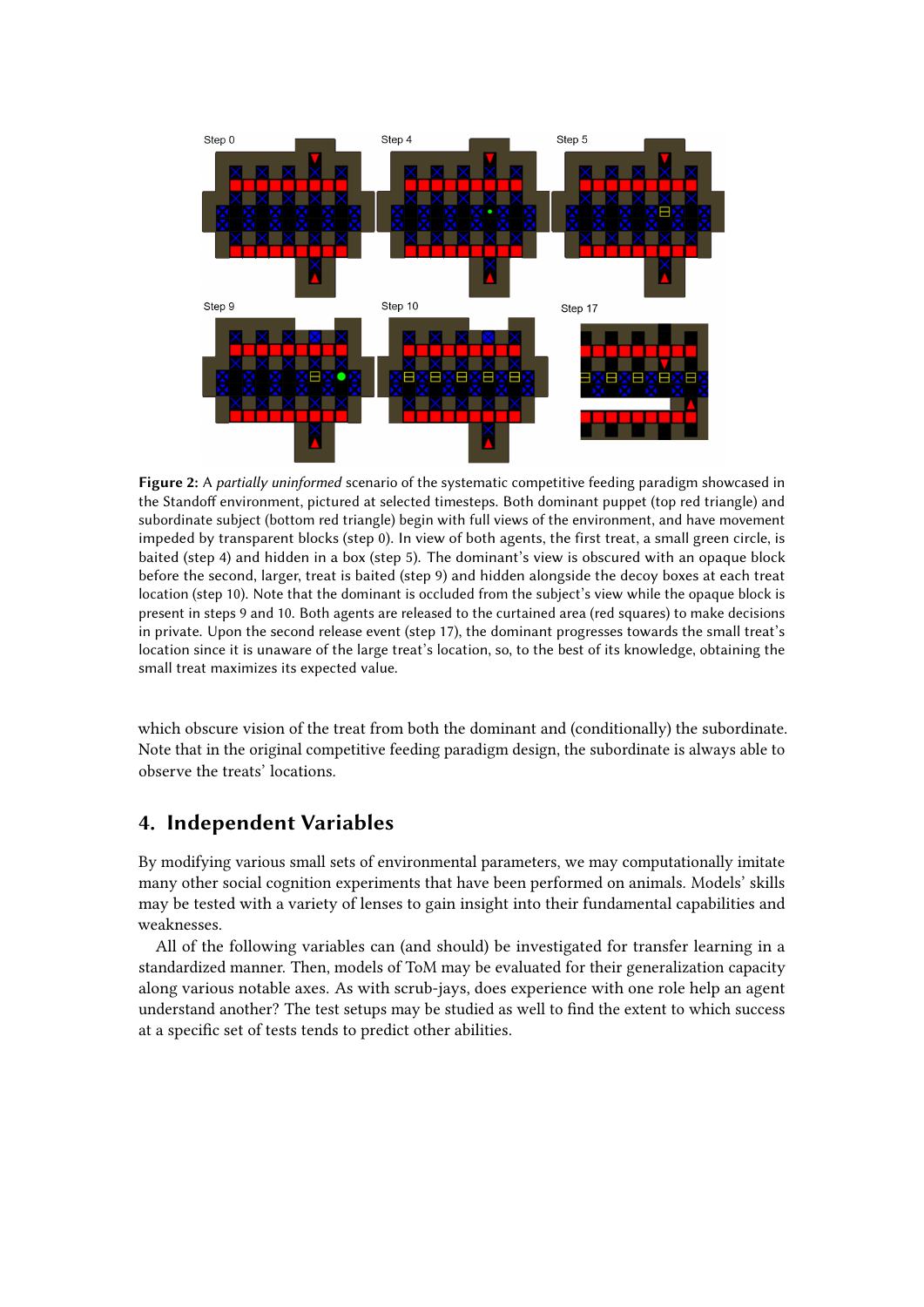**Figure 2:** A *partially uninformed* scenario of the systematic competitive feeding paradigm showcased in the Standoff environment, pictured at selected timesteps. Both dominant puppet (top red triangle) and subordinate subject (bottom red triangle) begin with full views of the environment, and have movement impeded by transparent blocks (step 0). In view of both agents, the first treat, a small green circle, is baited (step 4) and hidden in a box (step 5). The dominant's view is obscured with an opaque block before the second, larger, treat is baited (step 9) and hidden alongside the decoy boxes at each treat location (step 10). Note that the dominant is occluded from the subject's view while the opaque block is present in steps 9 and 10. Both agents are released to the curtained area (red squares) to make decisions in private. Upon the second release event (step 17), the dominant progresses towards the small treat's location since it is unaware of the large treat's location, so, to the best of its knowledge, obtaining the small treat maximizes its expected value.

which obscure vision of the treat from both the dominant and (conditionally) the subordinate. Note that in the original competitive feeding paradigm design, the subordinate is always able to observe the treats' locations.

## 4. Independent Variables

By modifying various small sets of environmental parameters, we may computationally imitate many other social cognition experiments that have been performed on animals. Models' skills may be tested with a variety of lenses to gain insight into their fundamental capabilities and weaknesses.

All of the following variables can (and should) be investigated for transfer learning in a standardized manner. Then, models of ToM may be evaluated for their generalization capacity along various notable axes. As with scrub-jays, does experience with one role help an agent understand another? The test setups may be studied as well to find the extent to which success at a specific set of tests tends to predict other abilities.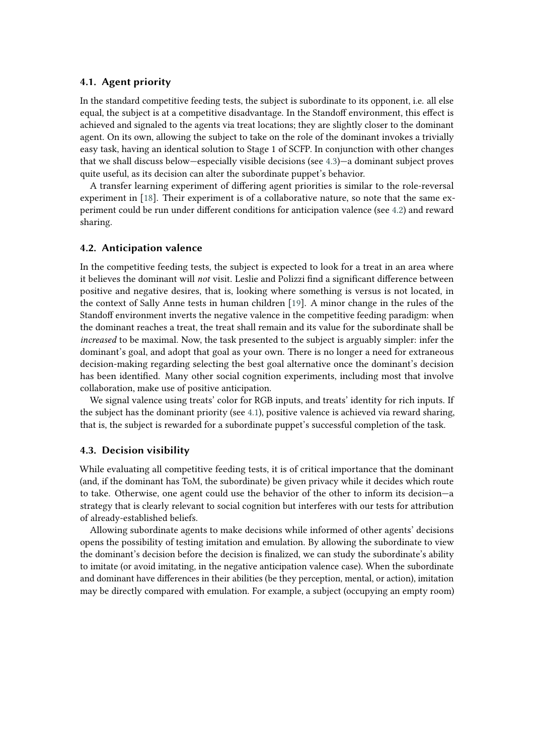### 4.1. Agent priority

In the standard competitive feeding tests, the subject is subordinate to its opponent, i.e. all else equal, the subject is at a competitive disadvantage. In the Standoff environment, this effect is achieved and signaled to the agents via treat locations; they are slightly closer to the dominant agent. On its own, allowing the subject to take on the role of the dominant invokes a trivially easy task, having an identical solution to Stage 1 of SCFP. In conjunction with other changes that we shall discuss below—especially visible decisions (see 4.3)—a dominant subject proves quite useful, as its decision can alter the subordinate puppet's behavior.

A transfer learning experiment of differing agent priorities is similar to the role-reversal experiment in [18]. Their experiment is of a collaborative nature, so note that the same experiment could be run under different conditions for anticipation valence (see 4.2) and reward sharing.

### 4.2. Anticipation valence

In the competitive feeding tests, the subject is expected to look for a treat in an area where it believes the dominant will *not* visit. Leslie and Polizzi find a significant difference between positive and negative desires, that is, looking where something is versus is not located, in the context of Sally Anne tests in human children [19]. A minor change in the rules of the Standoff environment inverts the negative valence in the competitive feeding paradigm: when the dominant reaches a treat, the treat shall remain and its value for the subordinate shall be *increased* to be maximal. Now, the task presented to the subject is arguably simpler: infer the dominant's goal, and adopt that goal as your own. There is no longer a need for extraneous decision-making regarding selecting the best goal alternative once the dominant's decision has been identified. Many other social cognition experiments, including most that involve collaboration, make use of positive anticipation.

We signal valence using treats' color for RGB inputs, and treats' identity for rich inputs. If the subject has the dominant priority (see 4.1), positive valence is achieved via reward sharing, that is, the subject is rewarded for a subordinate puppet's successful completion of the task.

### 4.3. Decision visibility

While evaluating all competitive feeding tests, it is of critical importance that the dominant (and, if the dominant has ToM, the subordinate) be given privacy while it decides which route to take. Otherwise, one agent could use the behavior of the other to inform its decision—a strategy that is clearly relevant to social cognition but interferes with our tests for attribution of already-established beliefs.

Allowing subordinate agents to make decisions while informed of other agents' decisions opens the possibility of testing imitation and emulation. By allowing the subordinate to view the dominant's decision before the decision is finalized, we can study the subordinate's ability to imitate (or avoid imitating, in the negative anticipation valence case). When the subordinate and dominant have differences in their abilities (be they perception, mental, or action), imitation may be directly compared with emulation. For example, a subject (occupying an empty room)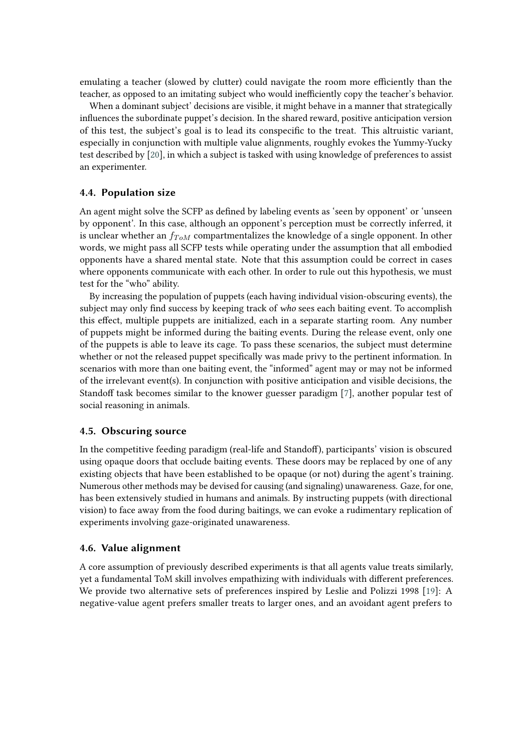emulating a teacher (slowed by clutter) could navigate the room more efficiently than the teacher, as opposed to an imitating subject who would inefficiently copy the teacher's behavior.

When a dominant subject' decisions are visible, it might behave in a manner that strategically influences the subordinate puppet's decision. In the shared reward, positive anticipation version of this test, the subject's goal is to lead its conspecific to the treat. This altruistic variant, especially in conjunction with multiple value alignments, roughly evokes the Yummy-Yucky test described by [20], in which a subject is tasked with using knowledge of preferences to assist an experimenter.

### 4.4. Population size

An agent might solve the SCFP as defined by labeling events as 'seen by opponent' or 'unseen by opponent'. In this case, although an opponent's perception must be correctly inferred, it is unclear whether an $f_{ToM}$ compartmentalizes the knowledge of a single opponent. In other words, we might pass all SCFP tests while operating under the assumption that all embodied opponents have a shared mental state. Note that this assumption could be correct in cases where opponents communicate with each other. In order to rule out this hypothesis, we must test for the "who" ability.

By increasing the population of puppets (each having individual vision-obscuring events), the subject may only find success by keeping track of *who* sees each baiting event. To accomplish this effect, multiple puppets are initialized, each in a separate starting room. Any number of puppets might be informed during the baiting events. During the release event, only one of the puppets is able to leave its cage. To pass these scenarios, the subject must determine whether or not the released puppet specifically was made privy to the pertinent information. In scenarios with more than one baiting event, the "informed" agent may or may not be informed of the irrelevant event(s). In conjunction with positive anticipation and visible decisions, the Standoff task becomes similar to the knower guesser paradigm [7], another popular test of social reasoning in animals.

### 4.5. Obscuring source

In the competitive feeding paradigm (real-life and Standoff), participants' vision is obscured using opaque doors that occlude baiting events. These doors may be replaced by one of any existing objects that have been established to be opaque (or not) during the agent's training. Numerous other methods may be devised for causing (and signaling) unawareness. Gaze, for one, has been extensively studied in humans and animals. By instructing puppets (with directional vision) to face away from the food during baitings, we can evoke a rudimentary replication of experiments involving gaze-originated unawareness.

### 4.6. Value alignment

A core assumption of previously described experiments is that all agents value treats similarly, yet a fundamental ToM skill involves empathizing with individuals with different preferences. We provide two alternative sets of preferences inspired by Leslie and Polizzi 1998 [19]: A negative-value agent prefers smaller treats to larger ones, and an avoidant agent prefers to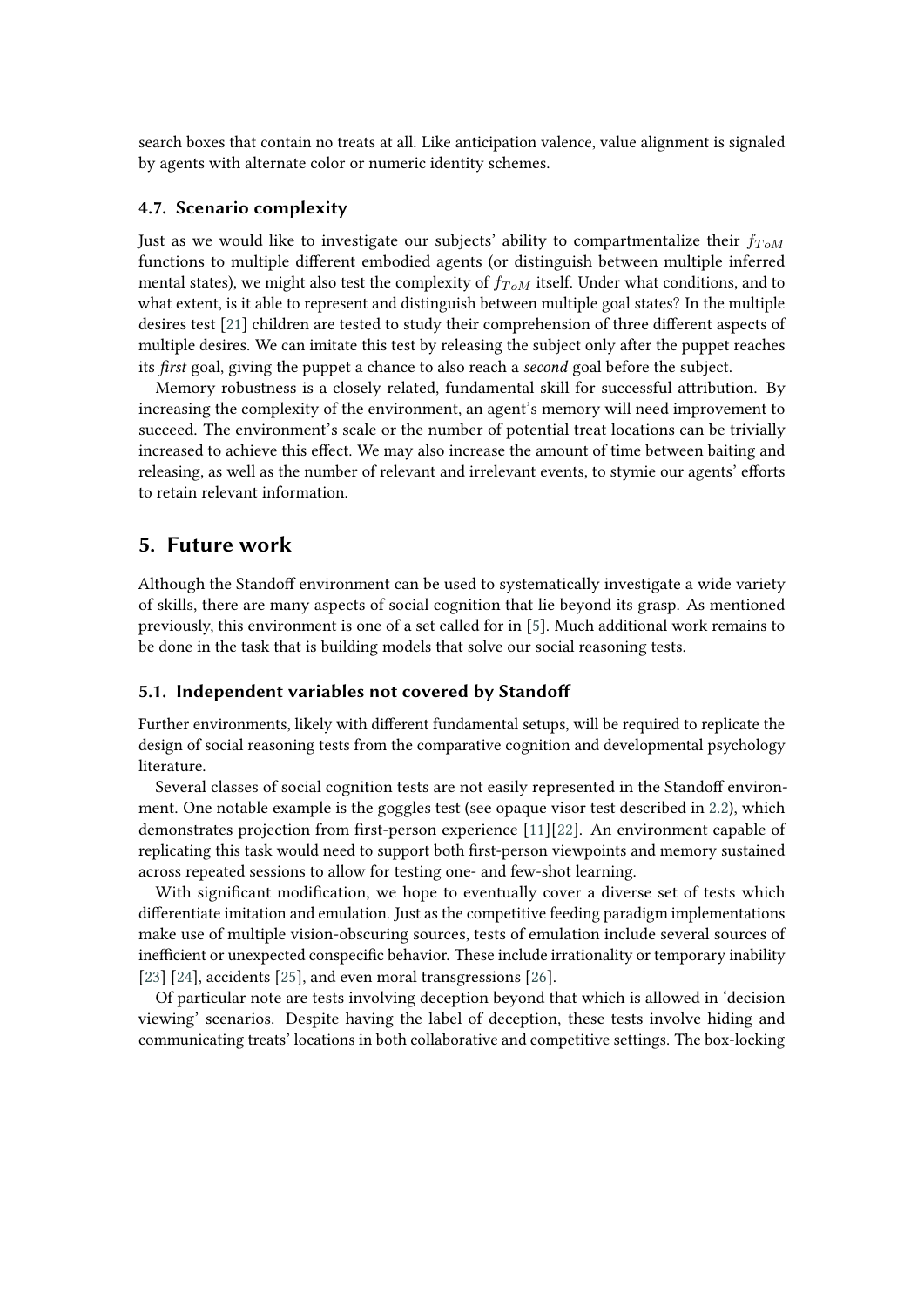search boxes that contain no treats at all. Like anticipation valence, value alignment is signaled by agents with alternate color or numeric identity schemes.

### 4.7. Scenario complexity

Just as we would like to investigate our subjects' ability to compartmentalize their $f_{ToM}$ functions to multiple different embodied agents (or distinguish between multiple inferred mental states), we might also test the complexity of $f_{ToM}$ itself. Under what conditions, and to what extent, is it able to represent and distinguish between multiple goal states? In the multiple desires test [21] children are tested to study their comprehension of three different aspects of multiple desires. We can imitate this test by releasing the subject only after the puppet reaches its *first* goal, giving the puppet a chance to also reach a *second* goal before the subject.

Memory robustness is a closely related, fundamental skill for successful attribution. By increasing the complexity of the environment, an agent's memory will need improvement to succeed. The environment's scale or the number of potential treat locations can be trivially increased to achieve this effect. We may also increase the amount of time between baiting and releasing, as well as the number of relevant and irrelevant events, to stymie our agents' efforts to retain relevant information.

## 5. Future work

Although the Standoff environment can be used to systematically investigate a wide variety of skills, there are many aspects of social cognition that lie beyond its grasp. As mentioned previously, this environment is one of a set called for in [5]. Much additional work remains to be done in the task that is building models that solve our social reasoning tests.

### 5.1. Independent variables not covered by Standoff

Further environments, likely with different fundamental setups, will be required to replicate the design of social reasoning tests from the comparative cognition and developmental psychology literature.

Several classes of social cognition tests are not easily represented in the Standoff environment. One notable example is the goggles test (see opaque visor test described in 2.2), which demonstrates projection from first-person experience [11][22]. An environment capable of replicating this task would need to support both first-person viewpoints and memory sustained across repeated sessions to allow for testing one- and few-shot learning.

With significant modification, we hope to eventually cover a diverse set of tests which differentiate imitation and emulation. Just as the competitive feeding paradigm implementations make use of multiple vision-obscuring sources, tests of emulation include several sources of inefficient or unexpected conspecific behavior. These include irrationality or temporary inability [23] [24], accidents [25], and even moral transgressions [26].

Of particular note are tests involving deception beyond that which is allowed in 'decision viewing' scenarios. Despite having the label of deception, these tests involve hiding and communicating treats' locations in both collaborative and competitive settings. The box-locking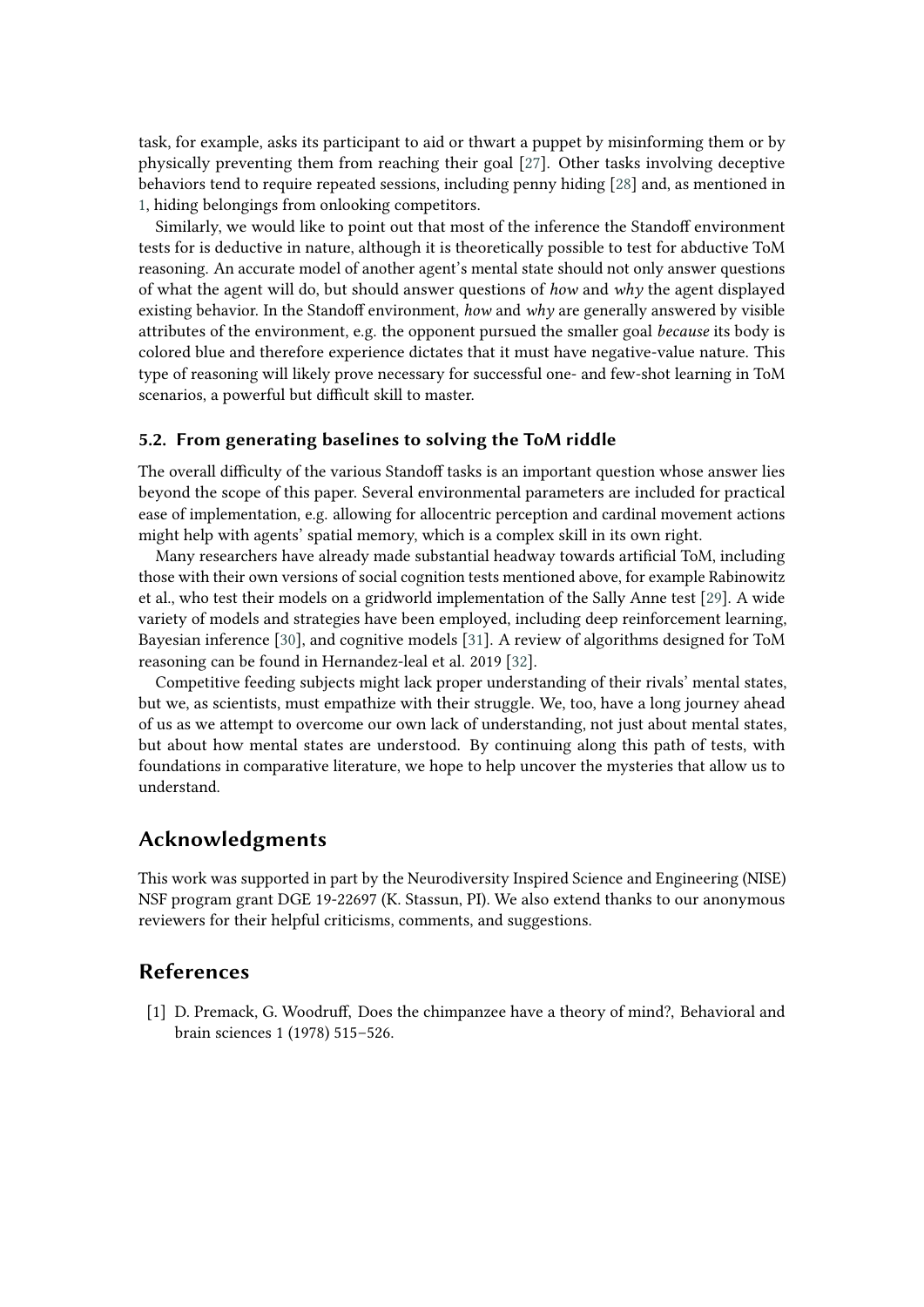task, for example, asks its participant to aid or thwart a puppet by misinforming them or by physically preventing them from reaching their goal [27]. Other tasks involving deceptive behaviors tend to require repeated sessions, including penny hiding [28] and, as mentioned in 1, hiding belongings from onlooking competitors.

Similarly, we would like to point out that most of the inference the Standoff environment tests for is deductive in nature, although it is theoretically possible to test for abductive ToM reasoning. An accurate model of another agent's mental state should not only answer questions of what the agent will do, but should answer questions of *how* and *why* the agent displayed existing behavior. In the Standoff environment, *how* and *why* are generally answered by visible attributes of the environment, e.g. the opponent pursued the smaller goal *because* its body is colored blue and therefore experience dictates that it must have negative-value nature. This type of reasoning will likely prove necessary for successful one- and few-shot learning in ToM scenarios, a powerful but difficult skill to master.

### 5.2. From generating baselines to solving the ToM riddle

The overall difficulty of the various Standoff tasks is an important question whose answer lies beyond the scope of this paper. Several environmental parameters are included for practical ease of implementation, e.g. allowing for allocentric perception and cardinal movement actions might help with agents' spatial memory, which is a complex skill in its own right.

Many researchers have already made substantial headway towards artificial ToM, including those with their own versions of social cognition tests mentioned above, for example Rabinowitz et al., who test their models on a gridworld implementation of the Sally Anne test [29]. A wide variety of models and strategies have been employed, including deep reinforcement learning, Bayesian inference [30], and cognitive models [31]. A review of algorithms designed for ToM reasoning can be found in Hernandez-leal et al. 2019 [32].

Competitive feeding subjects might lack proper understanding of their rivals' mental states, but we, as scientists, must empathize with their struggle. We, too, have a long journey ahead of us as we attempt to overcome our own lack of understanding, not just about mental states, but about how mental states are understood. By continuing along this path of tests, with foundations in comparative literature, we hope to help uncover the mysteries that allow us to understand.

## Acknowledgments

This work was supported in part by the Neurodiversity Inspired Science and Engineering (NISE) NSF program grant DGE 19-22697 (K. Stassun, PI). We also extend thanks to our anonymous reviewers for their helpful criticisms, comments, and suggestions.

## References

[1] D. Premack, G. Woodruff, Does the chimpanzee have a theory of mind?, Behavioral and brain sciences 1 (1978) 515–526.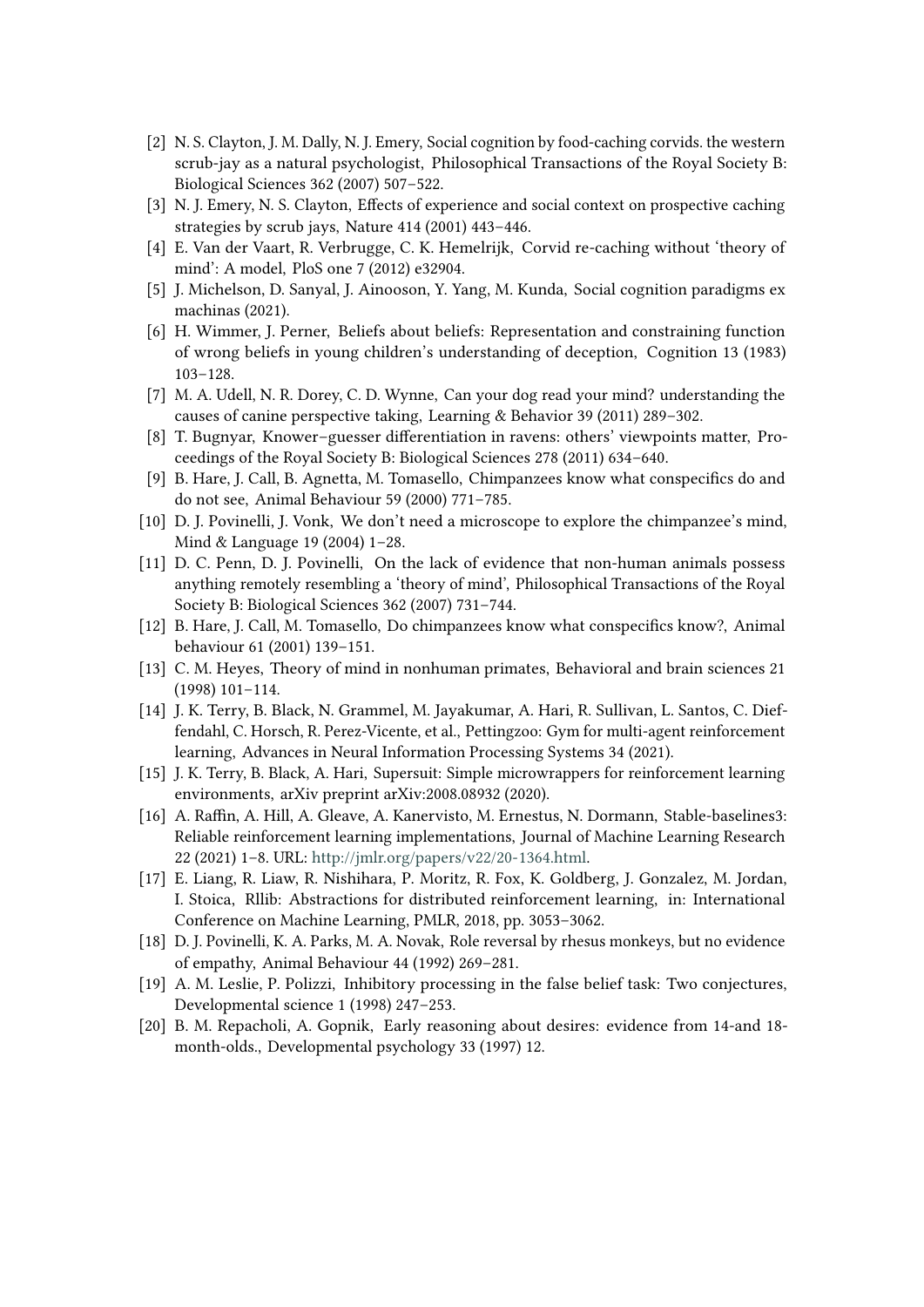[2] N. S. Clayton, J. M. Dally, N. J. Emery, Social cognition by food-caching corvids. the western scrub-jay as a natural psychologist, Philosophical Transactions of the Royal Society B: Biological Sciences 362 (2007) 507–522.

[3] N. J. Emery, N. S. Clayton, Effects of experience and social context on prospective caching strategies by scrub jays, Nature 414 (2001) 443–446.

[4] E. Van der Vaart, R. Verbrugge, C. K. Hemelrijk, Corvid re-caching without 'theory of mind': A model, PloS one 7 (2012) e32904.

[5] J. Michelson, D. Sanyal, J. Ainooson, Y. Yang, M. Kunda, Social cognition paradigms ex machinas (2021).

[6] H. Wimmer, J. Perner, Beliefs about beliefs: Representation and constraining function of wrong beliefs in young children's understanding of deception, Cognition 13 (1983) 103–128.

[7] M. A. Udell, N. R. Dorey, C. D. Wynne, Can your dog read your mind? understanding the causes of canine perspective taking, Learning & Behavior 39 (2011) 289–302.

[8] T. Bugnyar, Knower–guesser differentiation in ravens: others' viewpoints matter, Proceedings of the Royal Society B: Biological Sciences 278 (2011) 634–640.

[9] B. Hare, J. Call, B. Agnetta, M. Tomasello, Chimpanzees know what conspecifics do and do not see, Animal Behaviour 59 (2000) 771–785.

[10] D. J. Povinelli, J. Vonk, We don't need a microscope to explore the chimpanzee's mind, Mind & Language 19 (2004) 1–28.

[11] D. C. Penn, D. J. Povinelli, On the lack of evidence that non-human animals possess anything remotely resembling a 'theory of mind', Philosophical Transactions of the Royal Society B: Biological Sciences 362 (2007) 731–744.

[12] B. Hare, J. Call, M. Tomasello, Do chimpanzees know what conspecifics know?, Animal behaviour 61 (2001) 139–151.

[13] C. M. Heyes, Theory of mind in nonhuman primates, Behavioral and brain sciences 21 (1998) 101–114.

[14] J. K. Terry, B. Black, N. Grammel, M. Jayakumar, A. Hari, R. Sullivan, L. Santos, C. Dieffendahl, C. Horsch, R. Perez-Vicente, et al., Pettingzoo: Gym for multi-agent reinforcement learning, Advances in Neural Information Processing Systems 34 (2021).

[15] J. K. Terry, B. Black, A. Hari, Supersuit: Simple microwrappers for reinforcement learning environments, arXiv preprint arXiv:2008.08932 (2020).

[16] A. Raffin, A. Hill, A. Gleave, A. Kanervisto, M. Ernestus, N. Dormann, Stable-baselines3: Reliable reinforcement learning implementations, Journal of Machine Learning Research 22 (2021) 1–8. URL: http://jmlr.org/papers/v22/20-1364.html.

[17] E. Liang, R. Liaw, R. Nishihara, P. Moritz, R. Fox, K. Goldberg, J. Gonzalez, M. Jordan, I. Stoica, Rllib: Abstractions for distributed reinforcement learning, in: International Conference on Machine Learning, PMLR, 2018, pp. 3053–3062.

[18] D. J. Povinelli, K. A. Parks, M. A. Novak, Role reversal by rhesus monkeys, but no evidence of empathy, Animal Behaviour 44 (1992) 269–281.

[19] A. M. Leslie, P. Polizzi, Inhibitory processing in the false belief task: Two conjectures, Developmental science 1 (1998) 247–253.

[20] B. M. Repacholi, A. Gopnik, Early reasoning about desires: evidence from 14-and 18-month-olds., Developmental psychology 33 (1997) 12.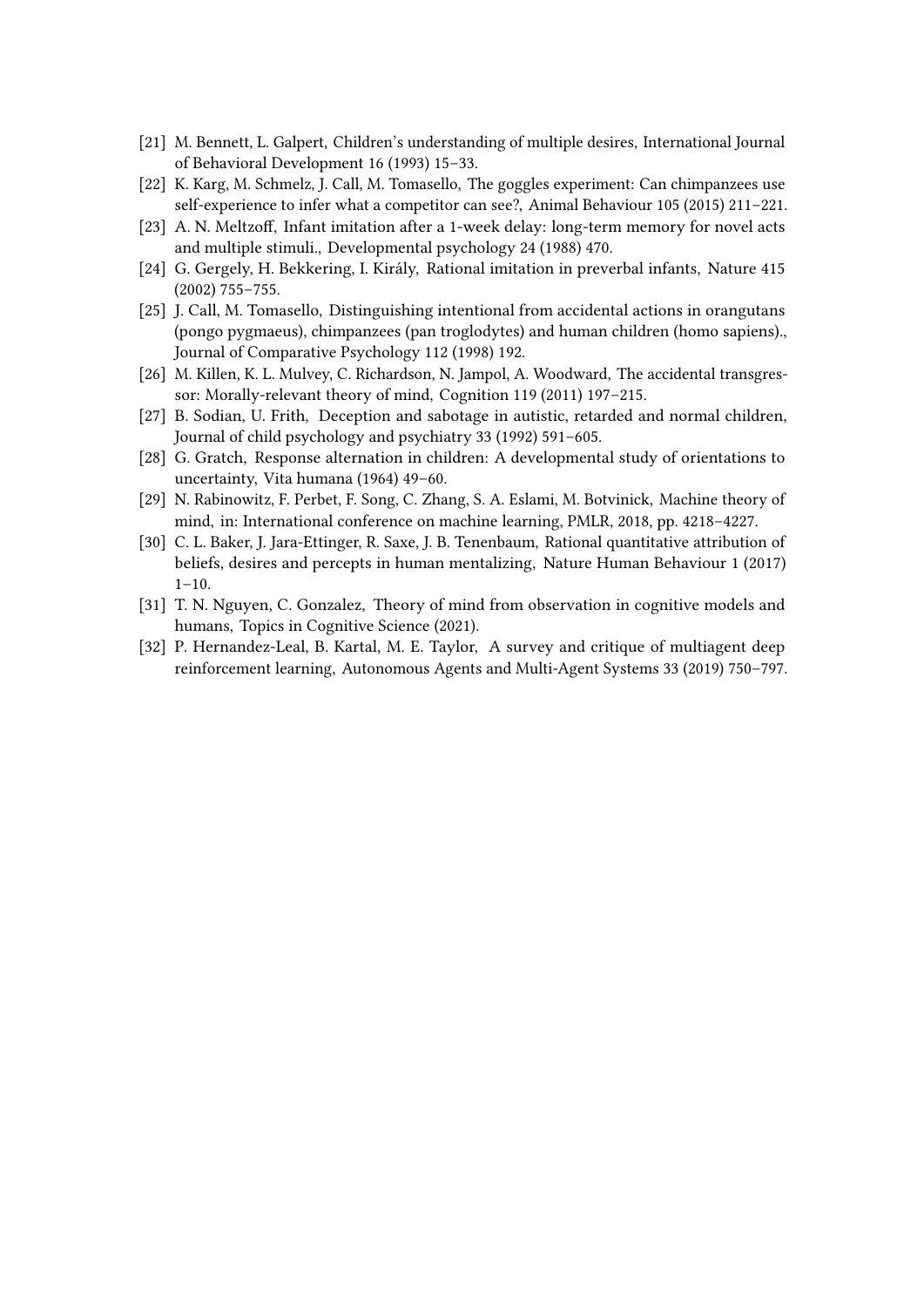[21] M. Bennett, L. Galpert, Children's understanding of multiple desires, International Journal of Behavioral Development 16 (1993) 15–33.

[22] K. Karg, M. Schmelz, J. Call, M. Tomasello, The goggles experiment: Can chimpanzees use self-experience to infer what a competitor can see?, Animal Behaviour 105 (2015) 211–221.

[23] A. N. Meltzoff, Infant imitation after a 1-week delay: long-term memory for novel acts and multiple stimuli., Developmental psychology 24 (1988) 470.

[24] G. Gergely, H. Bekkering, I. Király, Rational imitation in preverbal infants, Nature 415 (2002) 755–755.

[25] J. Call, M. Tomasello, Distinguishing intentional from accidental actions in orangutans (pongo pygmaeus), chimpanzees (pan troglodytes) and human children (homo sapiens)., Journal of Comparative Psychology 112 (1998) 192.

[26] M. Killen, K. L. Mulvey, C. Richardson, N. Jampol, A. Woodward, The accidental transgressor: Morally-relevant theory of mind, Cognition 119 (2011) 197–215.

[27] B. Sodian, U. Frith, Deception and sabotage in autistic, retarded and normal children, Journal of child psychology and psychiatry 33 (1992) 591–605.

[28] G. Gratch, Response alternation in children: A developmental study of orientations to uncertainty, Vita humana (1964) 49–60.

[29] N. Rabinowitz, F. Perbet, F. Song, C. Zhang, S. A. Eslami, M. Botvinick, Machine theory of mind, in: International conference on machine learning, PMLR, 2018, pp. 4218–4227.

[30] C. L. Baker, J. Jara-Ettinger, R. Saxe, J. B. Tenenbaum, Rational quantitative attribution of beliefs, desires and percepts in human mentalizing, Nature Human Behaviour 1 (2017) 1–10.

[31] T. N. Nguyen, C. Gonzalez, Theory of mind from observation in cognitive models and humans, Topics in Cognitive Science (2021).

[32] P. Hernandez-Leal, B. Kartal, M. E. Taylor, A survey and critique of multiagent deep reinforcement learning, Autonomous Agents and Multi-Agent Systems 33 (2019) 750–797.